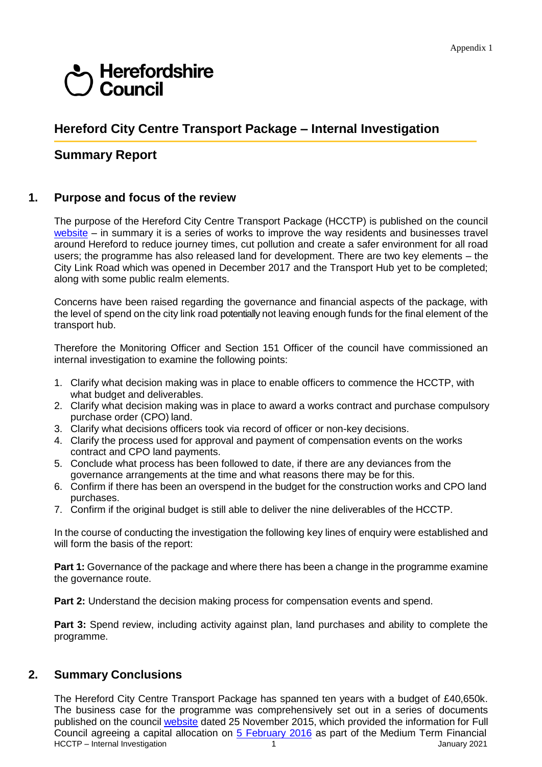Appendix 1

Herefordshire Council

# Hereford City Centre Transport Package – Internal Investigation

## Summary Report

## 1. Purpose and focus of the review

The purpose of the Hereford City Centre Transport Package (HCCTP) is published on the council website – in summary it is a series of works to improve the way residents and businesses travel around Hereford to reduce journey times, cut pollution and create a safer environment for all road users; the programme has also released land for development. There are two key elements – the City Link Road which was opened in December 2017 and the Transport Hub yet to be completed; along with some public realm elements.

Concerns have been raised regarding the governance and financial aspects of the package, with the level of spend on the city link road potentially not leaving enough funds for the final element of the transport hub.

Therefore the Monitoring Officer and Section 151 Officer of the council have commissioned an internal investigation to examine the following points:

1. Clarify what decision making was in place to enable officers to commence the HCCTP, with what budget and deliverables.
2. Clarify what decision making was in place to award a works contract and purchase compulsory purchase order (CPO) land.
3. Clarify what decisions officers took via record of officer or non-key decisions.
4. Clarify the process used for approval and payment of compensation events on the works contract and CPO land payments.
5. Conclude what process has been followed to date, if there are any deviances from the governance arrangements at the time and what reasons there may be for this.
6. Confirm if there has been an overspend in the budget for the construction works and CPO land purchases.
7. Confirm if the original budget is still able to deliver the nine deliverables of the HCCTP.

In the course of conducting the investigation the following key lines of enquiry were established and will form the basis of the report:

**Part 1:** Governance of the package and where there has been a change in the programme examine the governance route.

**Part 2:** Understand the decision making process for compensation events and spend.

**Part 3:** Spend review, including activity against plan, land purchases and ability to complete the programme.

## 2. Summary Conclusions

The Hereford City Centre Transport Package has spanned ten years with a budget of £40,650k. The business case for the programme was comprehensively set out in a series of documents published on the council website dated 25 November 2015, which provided the information for Full Council agreeing a capital allocation on 5 February 2016 as part of the Medium Term Financial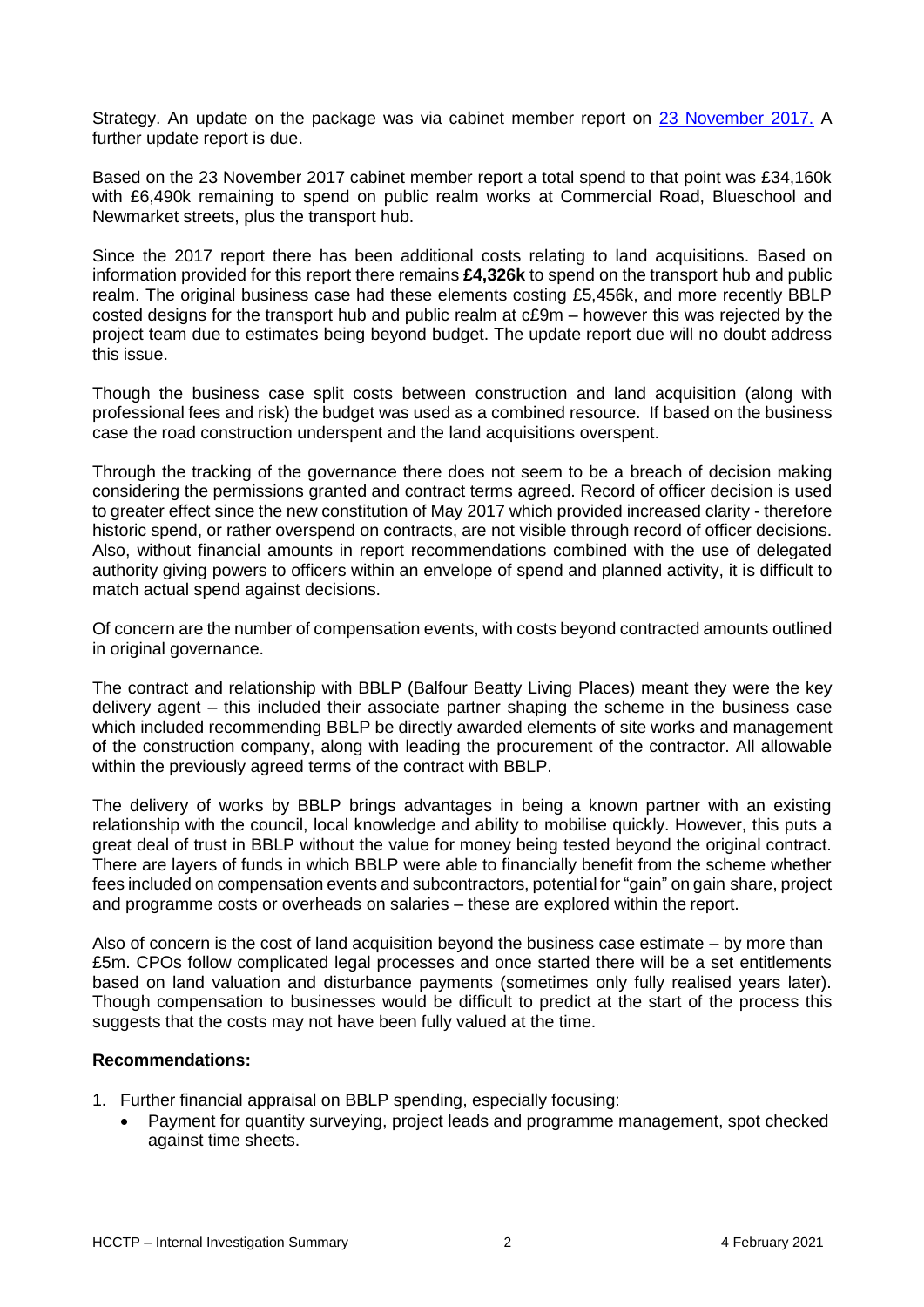Strategy. An update on the package was via cabinet member report on [23 November 2017.](#) A further update report is due.

Based on the 23 November 2017 cabinet member report a total spend to that point was £34,160k with £6,490k remaining to spend on public realm works at Commercial Road, Blueschool and Newmarket streets, plus the transport hub.

Since the 2017 report there has been additional costs relating to land acquisitions. Based on information provided for this report there remains **£4,326k** to spend on the transport hub and public realm. The original business case had these elements costing £5,456k, and more recently BBLP costed designs for the transport hub and public realm at c£9m – however this was rejected by the project team due to estimates being beyond budget. The update report due will no doubt address this issue.

Though the business case split costs between construction and land acquisition (along with professional fees and risk) the budget was used as a combined resource. If based on the business case the road construction underspent and the land acquisitions overspent.

Through the tracking of the governance there does not seem to be a breach of decision making considering the permissions granted and contract terms agreed. Record of officer decision is used to greater effect since the new constitution of May 2017 which provided increased clarity - therefore historic spend, or rather overspend on contracts, are not visible through record of officer decisions. Also, without financial amounts in report recommendations combined with the use of delegated authority giving powers to officers within an envelope of spend and planned activity, it is difficult to match actual spend against decisions.

Of concern are the number of compensation events, with costs beyond contracted amounts outlined in original governance.

The contract and relationship with BBLP (Balfour Beatty Living Places) meant they were the key delivery agent – this included their associate partner shaping the scheme in the business case which included recommending BBLP be directly awarded elements of site works and management of the construction company, along with leading the procurement of the contractor. All allowable within the previously agreed terms of the contract with BBLP.

The delivery of works by BBLP brings advantages in being a known partner with an existing relationship with the council, local knowledge and ability to mobilise quickly. However, this puts a great deal of trust in BBLP without the value for money being tested beyond the original contract. There are layers of funds in which BBLP were able to financially benefit from the scheme whether fees included on compensation events and subcontractors, potential for "gain" on gain share, project and programme costs or overheads on salaries – these are explored within the report.

Also of concern is the cost of land acquisition beyond the business case estimate – by more than £5m. CPOs follow complicated legal processes and once started there will be a set entitlements based on land valuation and disturbance payments (sometimes only fully realised years later). Though compensation to businesses would be difficult to predict at the start of the process this suggests that the costs may not have been fully valued at the time.

**Recommendations:**

1. Further financial appraisal on BBLP spending, especially focusing:
   - Payment for quantity surveying, project leads and programme management, spot checked against time sheets.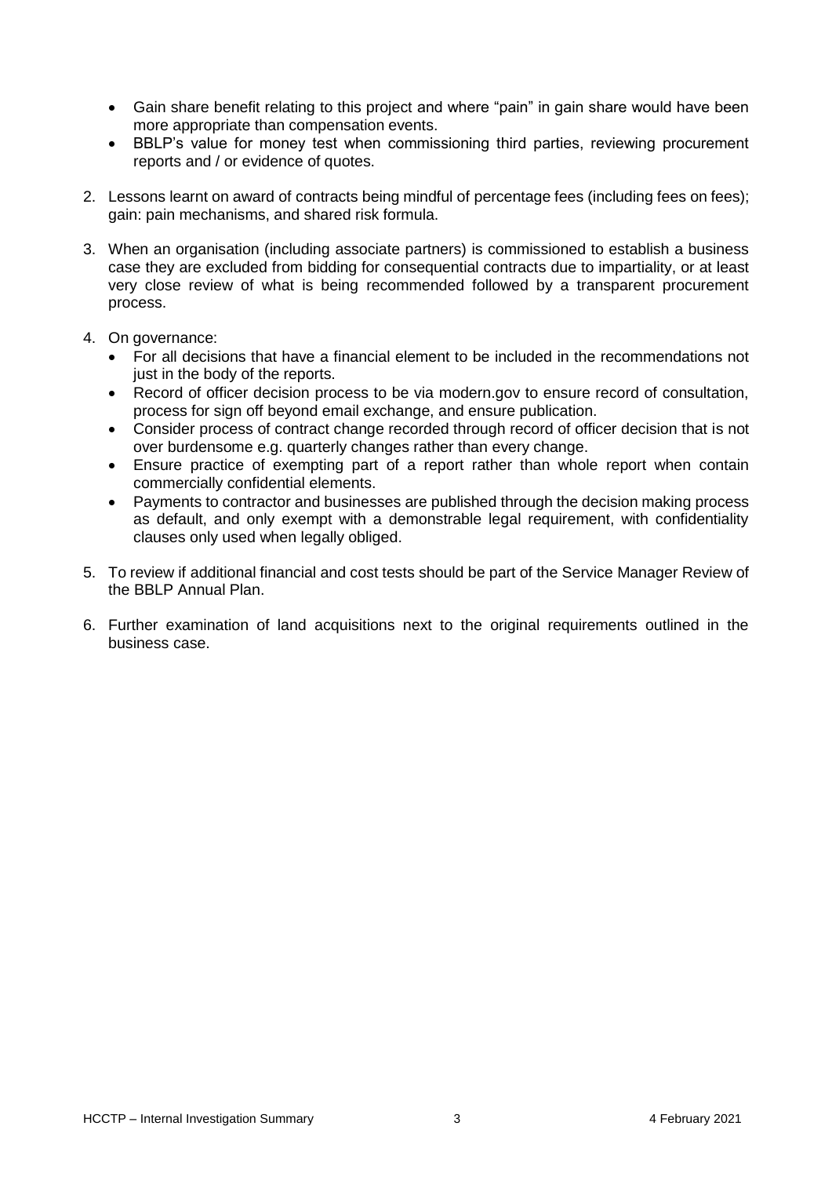- Gain share benefit relating to this project and where "pain" in gain share would have been more appropriate than compensation events.
- BBLP's value for money test when commissioning third parties, reviewing procurement reports and / or evidence of quotes.

2. Lessons learnt on award of contracts being mindful of percentage fees (including fees on fees); gain: pain mechanisms, and shared risk formula.

3. When an organisation (including associate partners) is commissioned to establish a business case they are excluded from bidding for consequential contracts due to impartiality, or at least very close review of what is being recommended followed by a transparent procurement process.

4. On governance:
   - For all decisions that have a financial element to be included in the recommendations not just in the body of the reports.
   - Record of officer decision process to be via modern.gov to ensure record of consultation, process for sign off beyond email exchange, and ensure publication.
   - Consider process of contract change recorded through record of officer decision that is not over burdensome e.g. quarterly changes rather than every change.
   - Ensure practice of exempting part of a report rather than whole report when contain commercially confidential elements.
   - Payments to contractor and businesses are published through the decision making process as default, and only exempt with a demonstrable legal requirement, with confidentiality clauses only used when legally obliged.

5. To review if additional financial and cost tests should be part of the Service Manager Review of the BBLP Annual Plan.

6. Further examination of land acquisitions next to the original requirements outlined in the business case.